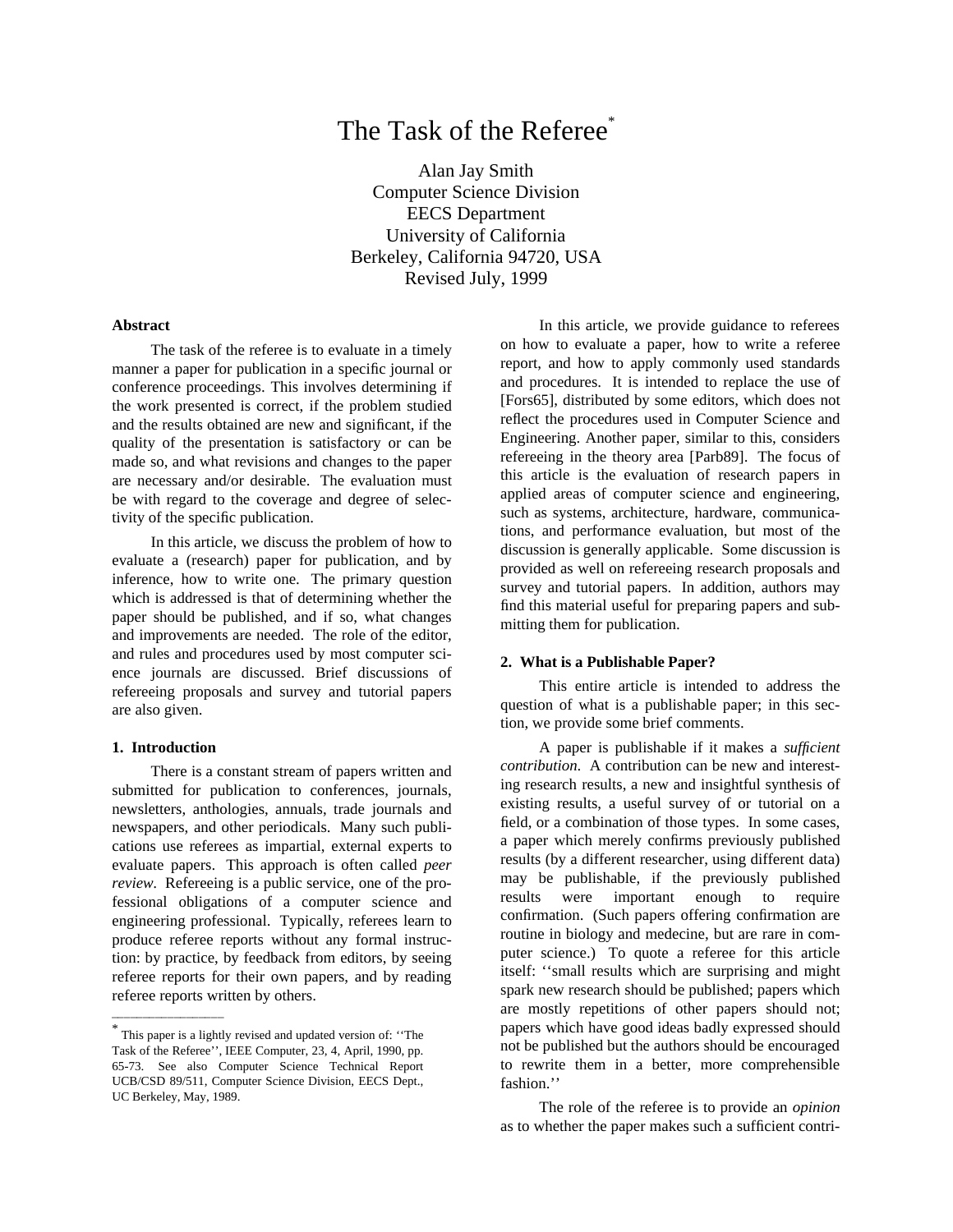# The Task of the Referee*

Alan Jay Smith
Computer Science Division
EECS Department
University of California
Berkeley, California 94720, USA
Revised July, 1999

### Abstract

The task of the referee is to evaluate in a timely manner a paper for publication in a specific journal or conference proceedings. This involves determining if the work presented is correct, if the problem studied and the results obtained are new and significant, if the quality of the presentation is satisfactory or can be made so, and what revisions and changes to the paper are necessary and/or desirable. The evaluation must be with regard to the coverage and degree of selectivity of the specific publication.

In this article, we discuss the problem of how to evaluate a (research) paper for publication, and by inference, how to write one. The primary question which is addressed is that of determining whether the paper should be published, and if so, what changes and improvements are needed. The role of the editor, and rules and procedures used by most computer science journals are discussed. Brief discussions of refereeing proposals and survey and tutorial papers are also given.

## 1. Introduction

There is a constant stream of papers written and submitted for publication to conferences, journals, newsletters, anthologies, annuals, trade journals and newspapers, and other periodicals. Many such publications use referees as impartial, external experts to evaluate papers. This approach is often called *peer review*. Refereeing is a public service, one of the professional obligations of a computer science and engineering professional. Typically, referees learn to produce referee reports without any formal instruction: by practice, by feedback from editors, by seeing referee reports for their own papers, and by reading referee reports written by others.

In this article, we provide guidance to referees on how to evaluate a paper, how to write a referee report, and how to apply commonly used standards and procedures. It is intended to replace the use of [Fors65], distributed by some editors, which does not reflect the procedures used in Computer Science and Engineering. Another paper, similar to this, considers refereeing in the theory area [Parb89]. The focus of this article is the evaluation of research papers in applied areas of computer science and engineering, such as systems, architecture, hardware, communications, and performance evaluation, but most of the discussion is generally applicable. Some discussion is provided as well on refereeing research proposals and survey and tutorial papers. In addition, authors may find this material useful for preparing papers and submitting them for publication.

## 2. What is a Publishable Paper?

This entire article is intended to address the question of what is a publishable paper; in this section, we provide some brief comments.

A paper is publishable if it makes a *sufficient contribution*. A contribution can be new and interesting research results, a new and insightful synthesis of existing results, a useful survey of or tutorial on a field, or a combination of those types. In some cases, a paper which merely confirms previously published results (by a different researcher, using different data) may be publishable, if the previously published results were important enough to require confirmation. (Such papers offering confirmation are routine in biology and medecine, but are rare in computer science.) To quote a referee for this article itself: ''small results which are surprising and might spark new research should be published; papers which are mostly repetitions of other papers should not; papers which have good ideas badly expressed should not be published but the authors should be encouraged to rewrite them in a better, more comprehensible fashion.''

The role of the referee is to provide an *opinion* as to whether the paper makes such a sufficient contri-

---

* This paper is a lightly revised and updated version of: ''The Task of the Referee'', IEEE Computer, 23, 4, April, 1990, pp. 65-73. See also Computer Science Technical Report UCB/CSD 89/511, Computer Science Division, EECS Dept., UC Berkeley, May, 1989.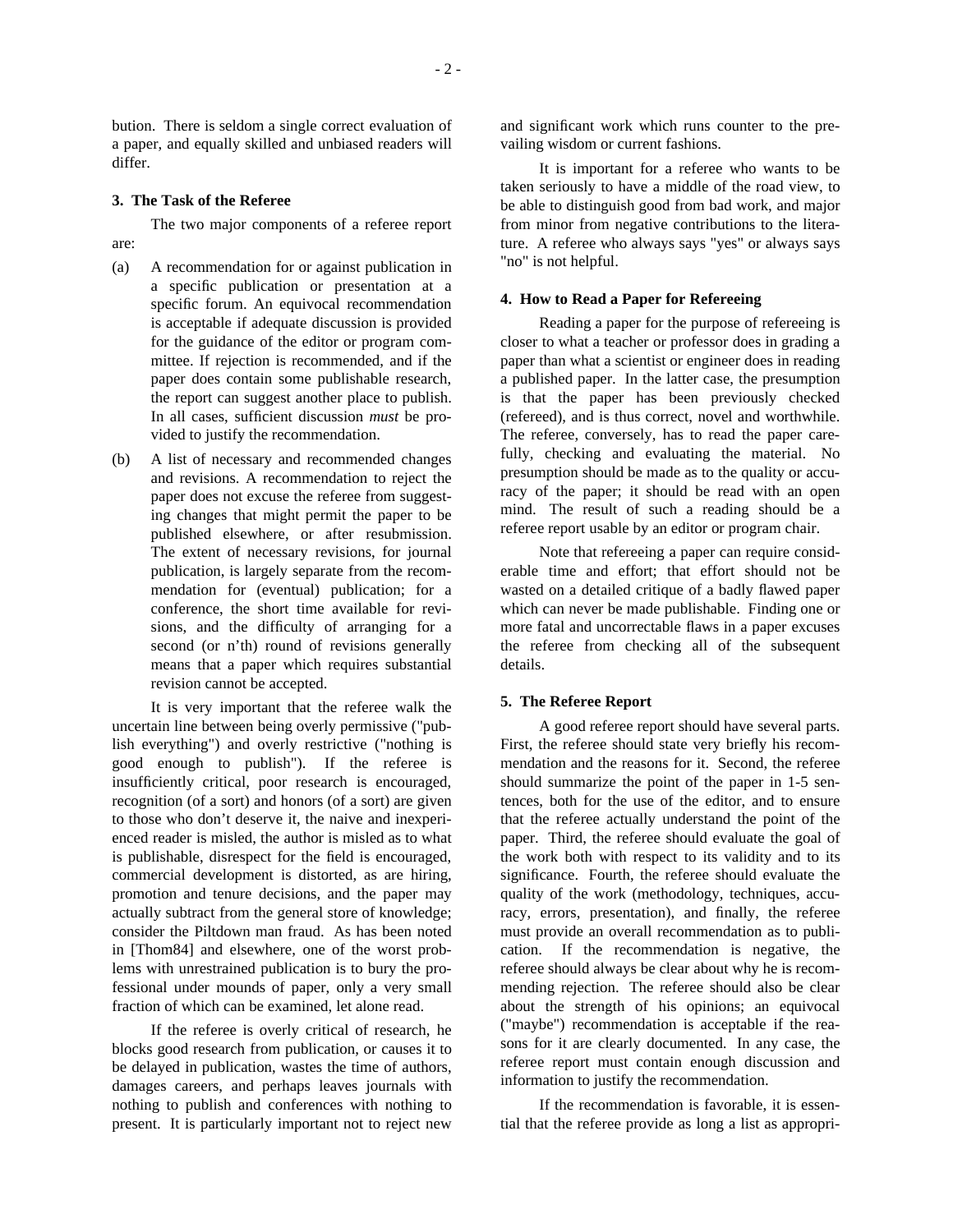bution. There is seldom a single correct evaluation of a paper, and equally skilled and unbiased readers will differ.

## 3. The Task of the Referee

The two major components of a referee report are:

(a) A recommendation for or against publication in a specific publication or presentation at a specific forum. An equivocal recommendation is acceptable if adequate discussion is provided for the guidance of the editor or program committee. If rejection is recommended, and if the paper does contain some publishable research, the report can suggest another place to publish. In all cases, sufficient discussion *must* be provided to justify the recommendation.

(b) A list of necessary and recommended changes and revisions. A recommendation to reject the paper does not excuse the referee from suggesting changes that might permit the paper to be published elsewhere, or after resubmission. The extent of necessary revisions, for journal publication, is largely separate from the recommendation for (eventual) publication; for a conference, the short time available for revisions, and the difficulty of arranging for a second (or n'th) round of revisions generally means that a paper which requires substantial revision cannot be accepted.

It is very important that the referee walk the uncertain line between being overly permissive ("publish everything") and overly restrictive ("nothing is good enough to publish"). If the referee is insufficiently critical, poor research is encouraged, recognition (of a sort) and honors (of a sort) are given to those who don't deserve it, the naive and inexperienced reader is misled, the author is misled as to what is publishable, disrespect for the field is encouraged, commercial development is distorted, as are hiring, promotion and tenure decisions, and the paper may actually subtract from the general store of knowledge; consider the Piltdown man fraud. As has been noted in [Thom84] and elsewhere, one of the worst problems with unrestrained publication is to bury the professional under mounds of paper, only a very small fraction of which can be examined, let alone read.

If the referee is overly critical of research, he blocks good research from publication, or causes it to be delayed in publication, wastes the time of authors, damages careers, and perhaps leaves journals with nothing to publish and conferences with nothing to present. It is particularly important not to reject new and significant work which runs counter to the prevailing wisdom or current fashions.

It is important for a referee who wants to be taken seriously to have a middle of the road view, to be able to distinguish good from bad work, and major from minor from negative contributions to the literature. A referee who always says "yes" or always says "no" is not helpful.

## 4. How to Read a Paper for Refereeing

Reading a paper for the purpose of refereeing is closer to what a teacher or professor does in grading a paper than what a scientist or engineer does in reading a published paper. In the latter case, the presumption is that the paper has been previously checked (refereed), and is thus correct, novel and worthwhile. The referee, conversely, has to read the paper carefully, checking and evaluating the material. No presumption should be made as to the quality or accuracy of the paper; it should be read with an open mind. The result of such a reading should be a referee report usable by an editor or program chair.

Note that refereeing a paper can require considerable time and effort; that effort should not be wasted on a detailed critique of a badly flawed paper which can never be made publishable. Finding one or more fatal and uncorrectable flaws in a paper excuses the referee from checking all of the subsequent details.

## 5. The Referee Report

A good referee report should have several parts. First, the referee should state very briefly his recommendation and the reasons for it. Second, the referee should summarize the point of the paper in 1-5 sentences, both for the use of the editor, and to ensure that the referee actually understand the point of the paper. Third, the referee should evaluate the goal of the work both with respect to its validity and to its significance. Fourth, the referee should evaluate the quality of the work (methodology, techniques, accuracy, errors, presentation), and finally, the referee must provide an overall recommendation as to publication. If the recommendation is negative, the referee should always be clear about why he is recommending rejection. The referee should also be clear about the strength of his opinions; an equivocal ("maybe") recommendation is acceptable if the reasons for it are clearly documented. In any case, the referee report must contain enough discussion and information to justify the recommendation.

If the recommendation is favorable, it is essential that the referee provide as long a list as appropri-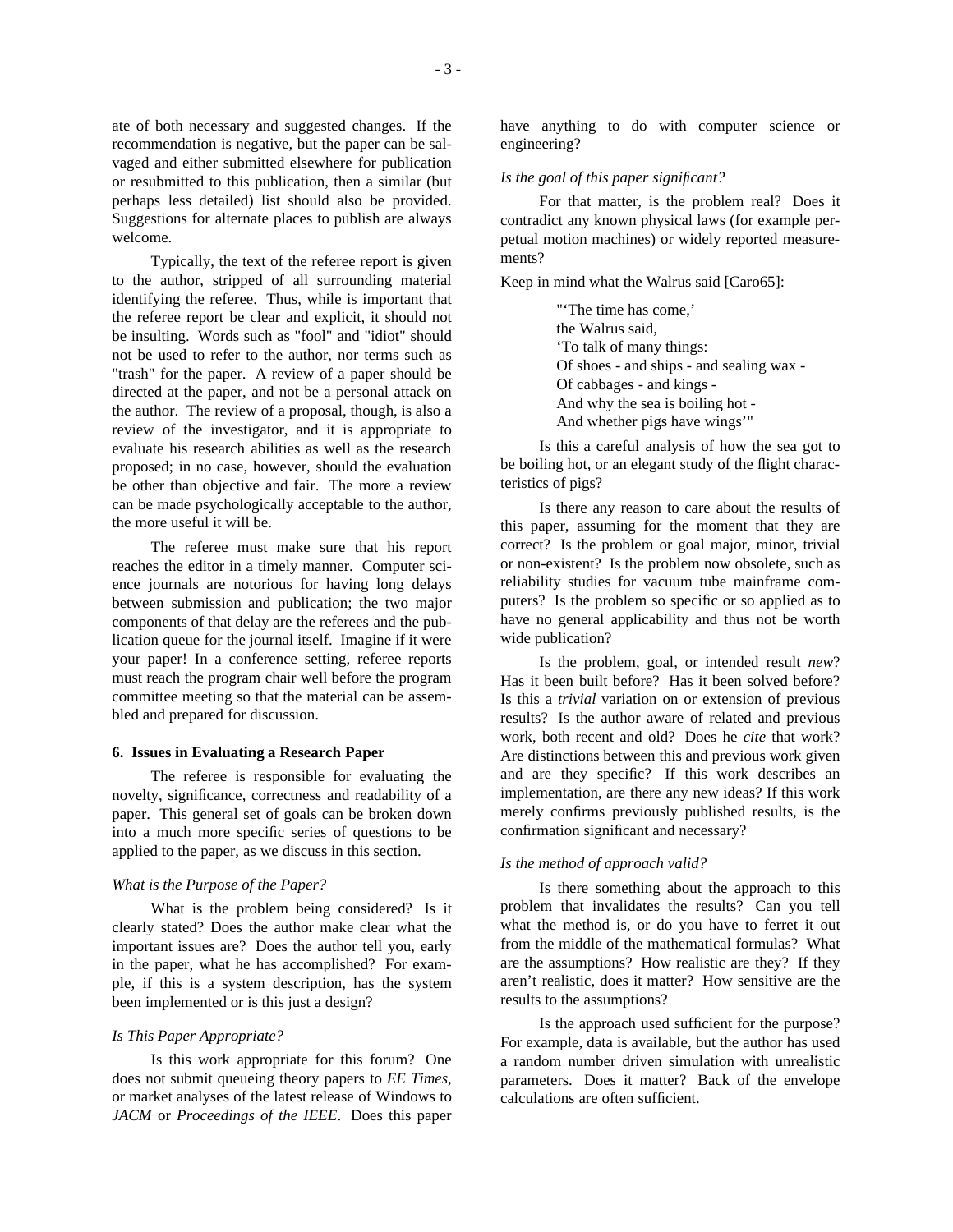ate of both necessary and suggested changes. If the recommendation is negative, but the paper can be salvaged and either submitted elsewhere for publication or resubmitted to this publication, then a similar (but perhaps less detailed) list should also be provided. Suggestions for alternate places to publish are always welcome.

Typically, the text of the referee report is given to the author, stripped of all surrounding material identifying the referee. Thus, while is important that the referee report be clear and explicit, it should not be insulting. Words such as "fool" and "idiot" should not be used to refer to the author, nor terms such as "trash" for the paper. A review of a paper should be directed at the paper, and not be a personal attack on the author. The review of a proposal, though, is also a review of the investigator, and it is appropriate to evaluate his research abilities as well as the research proposed; in no case, however, should the evaluation be other than objective and fair. The more a review can be made psychologically acceptable to the author, the more useful it will be.

The referee must make sure that his report reaches the editor in a timely manner. Computer science journals are notorious for having long delays between submission and publication; the two major components of that delay are the referees and the publication queue for the journal itself. Imagine if it were your paper! In a conference setting, referee reports must reach the program chair well before the program committee meeting so that the material can be assembled and prepared for discussion.

### 6. Issues in Evaluating a Research Paper

The referee is responsible for evaluating the novelty, significance, correctness and readability of a paper. This general set of goals can be broken down into a much more specific series of questions to be applied to the paper, as we discuss in this section.

*What is the Purpose of the Paper?*

What is the problem being considered? Is it clearly stated? Does the author make clear what the important issues are? Does the author tell you, early in the paper, what he has accomplished? For example, if this is a system description, has the system been implemented or is this just a design?

*Is This Paper Appropriate?*

Is this work appropriate for this forum? One does not submit queueing theory papers to *EE Times*, or market analyses of the latest release of Windows to *JACM* or *Proceedings of the IEEE*. Does this paper have anything to do with computer science or engineering?

*Is the goal of this paper significant?*

For that matter, is the problem real? Does it contradict any known physical laws (for example perpetual motion machines) or widely reported measurements?

Keep in mind what the Walrus said [Caro65]:

> "'The time has come,'
> the Walrus said,
> 'To talk of many things:
> Of shoes - and ships - and sealing wax -
> Of cabbages - and kings -
> And why the sea is boiling hot -
> And whether pigs have wings'"

Is this a careful analysis of how the sea got to be boiling hot, or an elegant study of the flight characteristics of pigs?

Is there any reason to care about the results of this paper, assuming for the moment that they are correct? Is the problem or goal major, minor, trivial or non-existent? Is the problem now obsolete, such as reliability studies for vacuum tube mainframe computers? Is the problem so specific or so applied as to have no general applicability and thus not be worth wide publication?

Is the problem, goal, or intended result *new*? Has it been built before? Has it been solved before? Is this a *trivial* variation on or extension of previous results? Is the author aware of related and previous work, both recent and old? Does he *cite* that work? Are distinctions between this and previous work given and are they specific? If this work describes an implementation, are there any new ideas? If this work merely confirms previously published results, is the confirmation significant and necessary?

*Is the method of approach valid?*

Is there something about the approach to this problem that invalidates the results? Can you tell what the method is, or do you have to ferret it out from the middle of the mathematical formulas? What are the assumptions? How realistic are they? If they aren't realistic, does it matter? How sensitive are the results to the assumptions?

Is the approach used sufficient for the purpose? For example, data is available, but the author has used a random number driven simulation with unrealistic parameters. Does it matter? Back of the envelope calculations are often sufficient.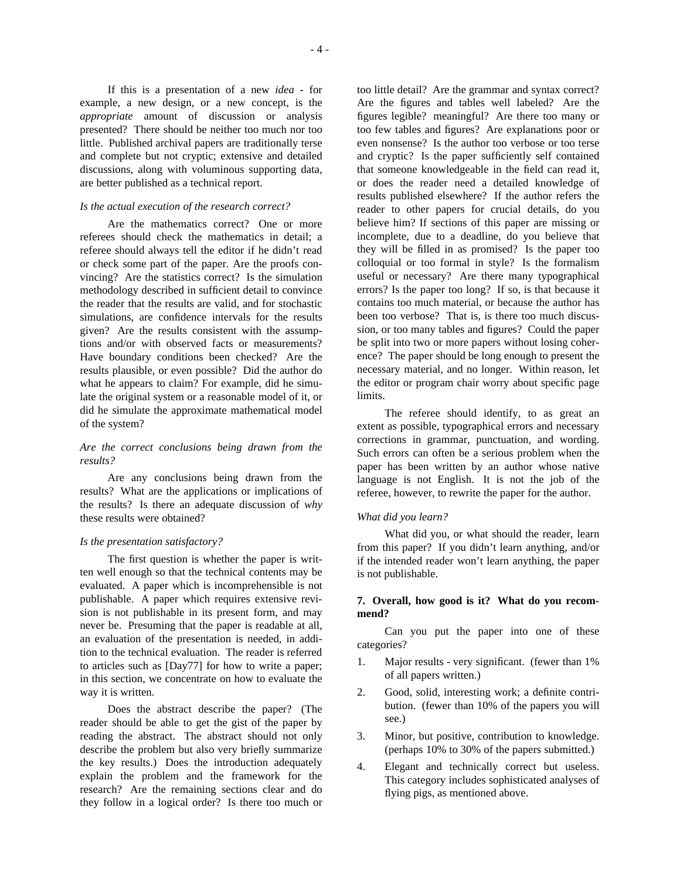If this is a presentation of a new *idea* - for example, a new design, or a new concept, is the *appropriate* amount of discussion or analysis presented? There should be neither too much nor too little. Published archival papers are traditionally terse and complete but not cryptic; extensive and detailed discussions, along with voluminous supporting data, are better published as a technical report.

*Is the actual execution of the research correct?*

Are the mathematics correct? One or more referees should check the mathematics in detail; a referee should always tell the editor if he didn't read or check some part of the paper. Are the proofs convincing? Are the statistics correct? Is the simulation methodology described in sufficient detail to convince the reader that the results are valid, and for stochastic simulations, are confidence intervals for the results given? Are the results consistent with the assumptions and/or with observed facts or measurements? Have boundary conditions been checked? Are the results plausible, or even possible? Did the author do what he appears to claim? For example, did he simulate the original system or a reasonable model of it, or did he simulate the approximate mathematical model of the system?

*Are the correct conclusions being drawn from the results?*

Are any conclusions being drawn from the results? What are the applications or implications of the results? Is there an adequate discussion of *why* these results were obtained?

*Is the presentation satisfactory?*

The first question is whether the paper is written well enough so that the technical contents may be evaluated. A paper which is incomprehensible is not publishable. A paper which requires extensive revision is not publishable in its present form, and may never be. Presuming that the paper is readable at all, an evaluation of the presentation is needed, in addition to the technical evaluation. The reader is referred to articles such as [Day77] for how to write a paper; in this section, we concentrate on how to evaluate the way it is written.

Does the abstract describe the paper? (The reader should be able to get the gist of the paper by reading the abstract. The abstract should not only describe the problem but also very briefly summarize the key results.) Does the introduction adequately explain the problem and the framework for the research? Are the remaining sections clear and do they follow in a logical order? Is there too much or too little detail? Are the grammar and syntax correct? Are the figures and tables well labeled? Are the figures legible? meaningful? Are there too many or too few tables and figures? Are explanations poor or even nonsense? Is the author too verbose or too terse and cryptic? Is the paper sufficiently self contained that someone knowledgeable in the field can read it, or does the reader need a detailed knowledge of results published elsewhere? If the author refers the reader to other papers for crucial details, do you believe him? If sections of this paper are missing or incomplete, due to a deadline, do you believe that they will be filled in as promised? Is the paper too colloquial or too formal in style? Is the formalism useful or necessary? Are there many typographical errors? Is the paper too long? If so, is that because it contains too much material, or because the author has been too verbose? That is, is there too much discussion, or too many tables and figures? Could the paper be split into two or more papers without losing coherence? The paper should be long enough to present the necessary material, and no longer. Within reason, let the editor or program chair worry about specific page limits.

The referee should identify, to as great an extent as possible, typographical errors and necessary corrections in grammar, punctuation, and wording. Such errors can often be a serious problem when the paper has been written by an author whose native language is not English. It is not the job of the referee, however, to rewrite the paper for the author.

*What did you learn?*

What did you, or what should the reader, learn from this paper? If you didn't learn anything, and/or if the intended reader won't learn anything, the paper is not publishable.

**7. Overall, how good is it? What do you recommend?**

Can you put the paper into one of these categories?

1. Major results - very significant. (fewer than 1% of all papers written.)
2. Good, solid, interesting work; a definite contribution. (fewer than 10% of the papers you will see.)
3. Minor, but positive, contribution to knowledge. (perhaps 10% to 30% of the papers submitted.)
4. Elegant and technically correct but useless. This category includes sophisticated analyses of flying pigs, as mentioned above.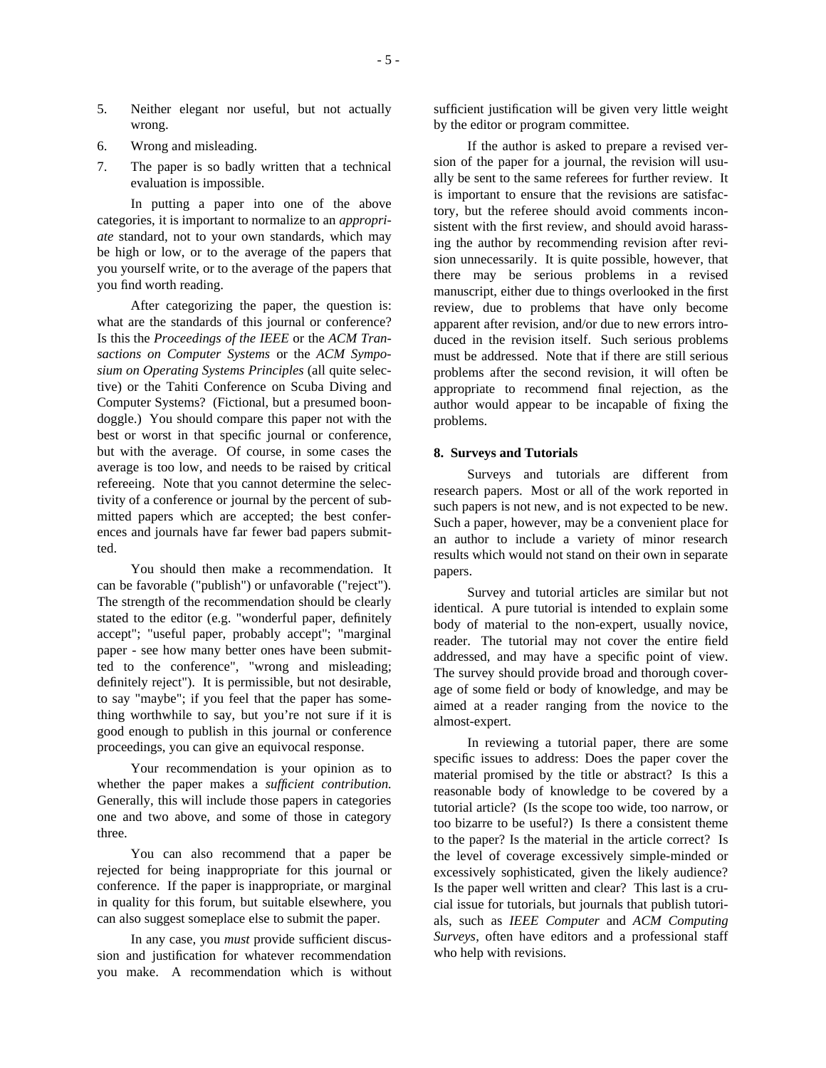5. Neither elegant nor useful, but not actually wrong.
6. Wrong and misleading.
7. The paper is so badly written that a technical evaluation is impossible.

In putting a paper into one of the above categories, it is important to normalize to an *appropriate* standard, not to your own standards, which may be high or low, or to the average of the papers that you yourself write, or to the average of the papers that you find worth reading.

After categorizing the paper, the question is: what are the standards of this journal or conference? Is this the *Proceedings of the IEEE* or the *ACM Transactions on Computer Systems* or the *ACM Symposium on Operating Systems Principles* (all quite selective) or the Tahiti Conference on Scuba Diving and Computer Systems? (Fictional, but a presumed boondoggle.) You should compare this paper not with the best or worst in that specific journal or conference, but with the average. Of course, in some cases the average is too low, and needs to be raised by critical refereeing. Note that you cannot determine the selectivity of a conference or journal by the percent of submitted papers which are accepted; the best conferences and journals have far fewer bad papers submitted.

You should then make a recommendation. It can be favorable ("publish") or unfavorable ("reject"). The strength of the recommendation should be clearly stated to the editor (e.g. "wonderful paper, definitely accept"; "useful paper, probably accept"; "marginal paper - see how many better ones have been submitted to the conference", "wrong and misleading; definitely reject"). It is permissible, but not desirable, to say "maybe"; if you feel that the paper has something worthwhile to say, but you're not sure if it is good enough to publish in this journal or conference proceedings, you can give an equivocal response.

Your recommendation is your opinion as to whether the paper makes a *sufficient contribution.* Generally, this will include those papers in categories one and two above, and some of those in category three.

You can also recommend that a paper be rejected for being inappropriate for this journal or conference. If the paper is inappropriate, or marginal in quality for this forum, but suitable elsewhere, you can also suggest someplace else to submit the paper.

In any case, you *must* provide sufficient discussion and justification for whatever recommendation you make. A recommendation which is without sufficient justification will be given very little weight by the editor or program committee.

If the author is asked to prepare a revised version of the paper for a journal, the revision will usually be sent to the same referees for further review. It is important to ensure that the revisions are satisfactory, but the referee should avoid comments inconsistent with the first review, and should avoid harassing the author by recommending revision after revision unnecessarily. It is quite possible, however, that there may be serious problems in a revised manuscript, either due to things overlooked in the first review, due to problems that have only become apparent after revision, and/or due to new errors introduced in the revision itself. Such serious problems must be addressed. Note that if there are still serious problems after the second revision, it will often be appropriate to recommend final rejection, as the author would appear to be incapable of fixing the problems.

## 8. Surveys and Tutorials

Surveys and tutorials are different from research papers. Most or all of the work reported in such papers is not new, and is not expected to be new. Such a paper, however, may be a convenient place for an author to include a variety of minor research results which would not stand on their own in separate papers.

Survey and tutorial articles are similar but not identical. A pure tutorial is intended to explain some body of material to the non-expert, usually novice, reader. The tutorial may not cover the entire field addressed, and may have a specific point of view. The survey should provide broad and thorough coverage of some field or body of knowledge, and may be aimed at a reader ranging from the novice to the almost-expert.

In reviewing a tutorial paper, there are some specific issues to address: Does the paper cover the material promised by the title or abstract? Is this a reasonable body of knowledge to be covered by a tutorial article? (Is the scope too wide, too narrow, or too bizarre to be useful?) Is there a consistent theme to the paper? Is the material in the article correct? Is the level of coverage excessively simple-minded or excessively sophisticated, given the likely audience? Is the paper well written and clear? This last is a crucial issue for tutorials, but journals that publish tutorials, such as *IEEE Computer* and *ACM Computing Surveys*, often have editors and a professional staff who help with revisions.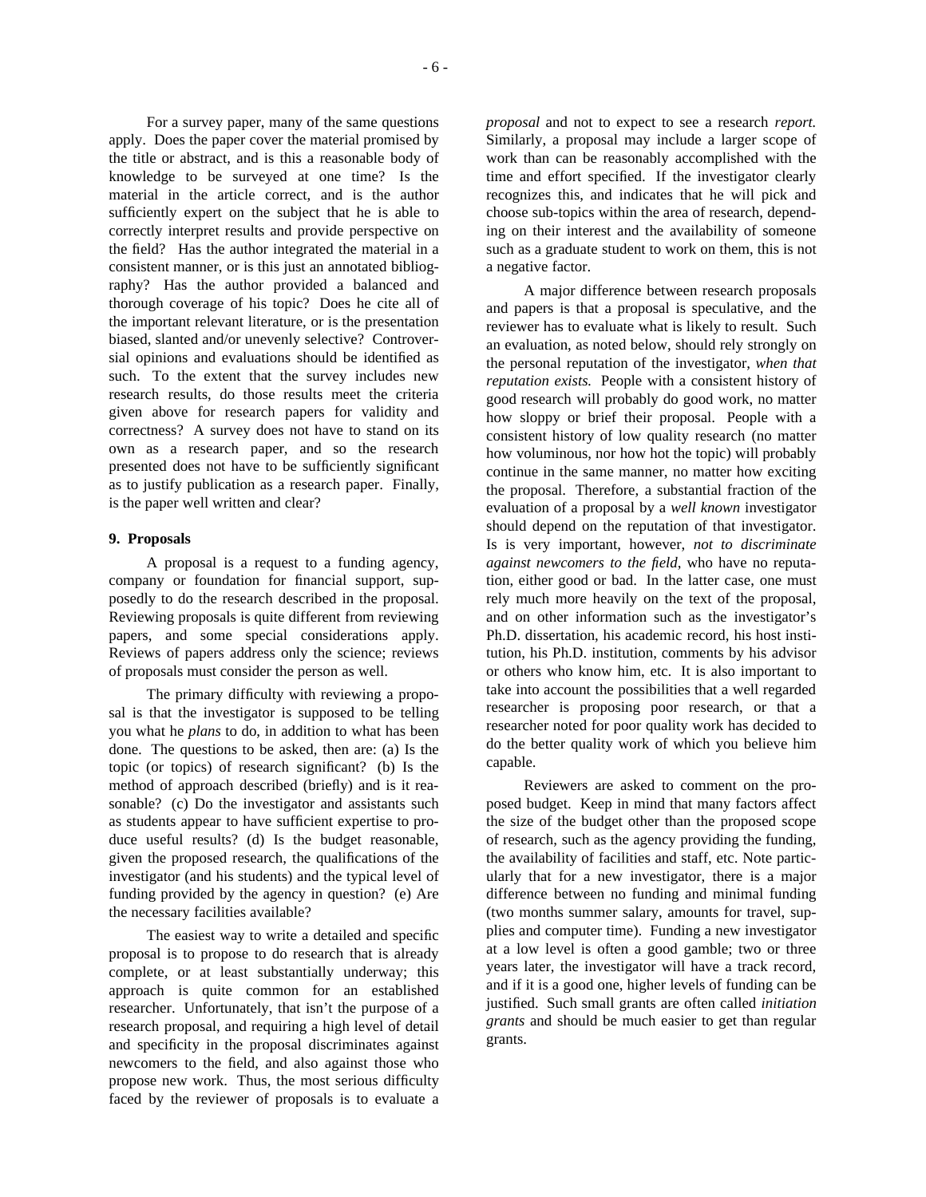For a survey paper, many of the same questions apply. Does the paper cover the material promised by the title or abstract, and is this a reasonable body of knowledge to be surveyed at one time? Is the material in the article correct, and is the author sufficiently expert on the subject that he is able to correctly interpret results and provide perspective on the field? Has the author integrated the material in a consistent manner, or is this just an annotated bibliography? Has the author provided a balanced and thorough coverage of his topic? Does he cite all of the important relevant literature, or is the presentation biased, slanted and/or unevenly selective? Controversial opinions and evaluations should be identified as such. To the extent that the survey includes new research results, do those results meet the criteria given above for research papers for validity and correctness? A survey does not have to stand on its own as a research paper, and so the research presented does not have to be sufficiently significant as to justify publication as a research paper. Finally, is the paper well written and clear?

**9. Proposals**

A proposal is a request to a funding agency, company or foundation for financial support, supposedly to do the research described in the proposal. Reviewing proposals is quite different from reviewing papers, and some special considerations apply. Reviews of papers address only the science; reviews of proposals must consider the person as well.

The primary difficulty with reviewing a proposal is that the investigator is supposed to be telling you what he *plans* to do, in addition to what has been done. The questions to be asked, then are: (a) Is the topic (or topics) of research significant? (b) Is the method of approach described (briefly) and is it reasonable? (c) Do the investigator and assistants such as students appear to have sufficient expertise to produce useful results? (d) Is the budget reasonable, given the proposed research, the qualifications of the investigator (and his students) and the typical level of funding provided by the agency in question? (e) Are the necessary facilities available?

The easiest way to write a detailed and specific proposal is to propose to do research that is already complete, or at least substantially underway; this approach is quite common for an established researcher. Unfortunately, that isn't the purpose of a research proposal, and requiring a high level of detail and specificity in the proposal discriminates against newcomers to the field, and also against those who propose new work. Thus, the most serious difficulty faced by the reviewer of proposals is to evaluate a *proposal* and not to expect to see a research *report.* Similarly, a proposal may include a larger scope of work than can be reasonably accomplished with the time and effort specified. If the investigator clearly recognizes this, and indicates that he will pick and choose sub-topics within the area of research, depending on their interest and the availability of someone such as a graduate student to work on them, this is not a negative factor.

A major difference between research proposals and papers is that a proposal is speculative, and the reviewer has to evaluate what is likely to result. Such an evaluation, as noted below, should rely strongly on the personal reputation of the investigator, *when that reputation exists.* People with a consistent history of good research will probably do good work, no matter how sloppy or brief their proposal. People with a consistent history of low quality research (no matter how voluminous, nor how hot the topic) will probably continue in the same manner, no matter how exciting the proposal. Therefore, a substantial fraction of the evaluation of a proposal by a *well known* investigator should depend on the reputation of that investigator. Is is very important, however, *not to discriminate against newcomers to the field*, who have no reputation, either good or bad. In the latter case, one must rely much more heavily on the text of the proposal, and on other information such as the investigator's Ph.D. dissertation, his academic record, his host institution, his Ph.D. institution, comments by his advisor or others who know him, etc. It is also important to take into account the possibilities that a well regarded researcher is proposing poor research, or that a researcher noted for poor quality work has decided to do the better quality work of which you believe him capable.

Reviewers are asked to comment on the proposed budget. Keep in mind that many factors affect the size of the budget other than the proposed scope of research, such as the agency providing the funding, the availability of facilities and staff, etc. Note particularly that for a new investigator, there is a major difference between no funding and minimal funding (two months summer salary, amounts for travel, supplies and computer time). Funding a new investigator at a low level is often a good gamble; two or three years later, the investigator will have a track record, and if it is a good one, higher levels of funding can be justified. Such small grants are often called *initiation grants* and should be much easier to get than regular grants.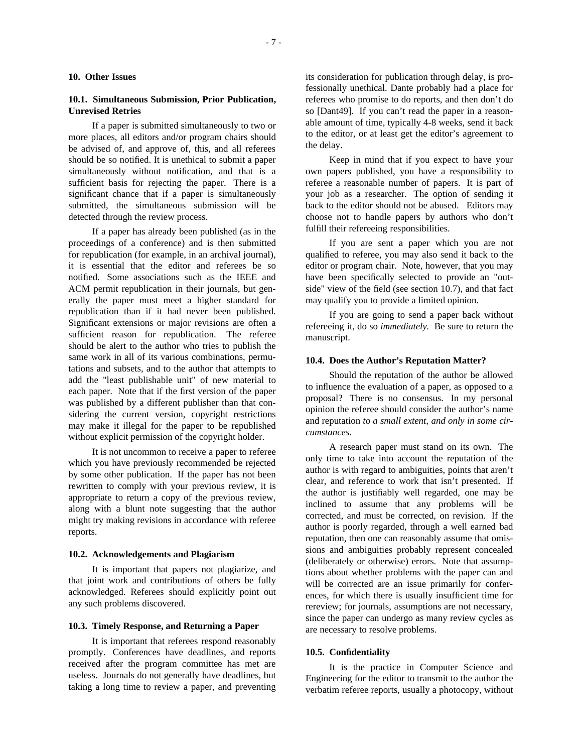## 10. Other Issues

### 10.1. Simultaneous Submission, Prior Publication, Unrevised Retries

If a paper is submitted simultaneously to two or more places, all editors and/or program chairs should be advised of, and approve of, this, and all referees should be so notified. It is unethical to submit a paper simultaneously without notification, and that is a sufficient basis for rejecting the paper. There is a significant chance that if a paper is simultaneously submitted, the simultaneous submission will be detected through the review process.

If a paper has already been published (as in the proceedings of a conference) and is then submitted for republication (for example, in an archival journal), it is essential that the editor and referees be so notified. Some associations such as the IEEE and ACM permit republication in their journals, but generally the paper must meet a higher standard for republication than if it had never been published. Significant extensions or major revisions are often a sufficient reason for republication. The referee should be alert to the author who tries to publish the same work in all of its various combinations, permutations and subsets, and to the author that attempts to add the "least publishable unit" of new material to each paper. Note that if the first version of the paper was published by a different publisher than that considering the current version, copyright restrictions may make it illegal for the paper to be republished without explicit permission of the copyright holder.

It is not uncommon to receive a paper to referee which you have previously recommended be rejected by some other publication. If the paper has not been rewritten to comply with your previous review, it is appropriate to return a copy of the previous review, along with a blunt note suggesting that the author might try making revisions in accordance with referee reports.

### 10.2. Acknowledgements and Plagiarism

It is important that papers not plagiarize, and that joint work and contributions of others be fully acknowledged. Referees should explicitly point out any such problems discovered.

### 10.3. Timely Response, and Returning a Paper

It is important that referees respond reasonably promptly. Conferences have deadlines, and reports received after the program committee has met are useless. Journals do not generally have deadlines, but taking a long time to review a paper, and preventing its consideration for publication through delay, is professionally unethical. Dante probably had a place for referees who promise to do reports, and then don't do so [Dant49]. If you can't read the paper in a reasonable amount of time, typically 4-8 weeks, send it back to the editor, or at least get the editor's agreement to the delay.

Keep in mind that if you expect to have your own papers published, you have a responsibility to referee a reasonable number of papers. It is part of your job as a researcher. The option of sending it back to the editor should not be abused. Editors may choose not to handle papers by authors who don't fulfill their refereeing responsibilities.

If you are sent a paper which you are not qualified to referee, you may also send it back to the editor or program chair. Note, however, that you may have been specifically selected to provide an "outside" view of the field (see section 10.7), and that fact may qualify you to provide a limited opinion.

If you are going to send a paper back without refereeing it, do so *immediately*. Be sure to return the manuscript.

### 10.4. Does the Author's Reputation Matter?

Should the reputation of the author be allowed to influence the evaluation of a paper, as opposed to a proposal? There is no consensus. In my personal opinion the referee should consider the author's name and reputation *to a small extent, and only in some circumstances*.

A research paper must stand on its own. The only time to take into account the reputation of the author is with regard to ambiguities, points that aren't clear, and reference to work that isn't presented. If the author is justifiably well regarded, one may be inclined to assume that any problems will be corrected, and must be corrected, on revision. If the author is poorly regarded, through a well earned bad reputation, then one can reasonably assume that omissions and ambiguities probably represent concealed (deliberately or otherwise) errors. Note that assumptions about whether problems with the paper can and will be corrected are an issue primarily for conferences, for which there is usually insufficient time for rereview; for journals, assumptions are not necessary, since the paper can undergo as many review cycles as are necessary to resolve problems.

### 10.5. Confidentiality

It is the practice in Computer Science and Engineering for the editor to transmit to the author the verbatim referee reports, usually a photocopy, without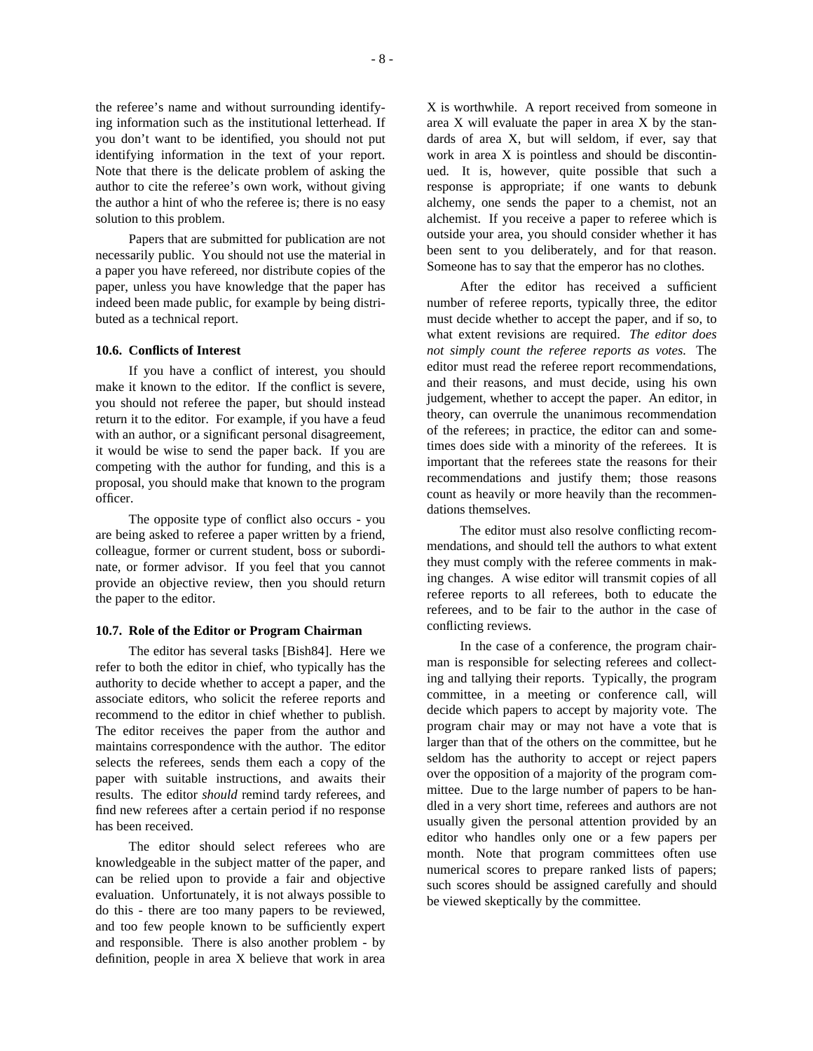the referee's name and without surrounding identifying information such as the institutional letterhead. If you don't want to be identified, you should not put identifying information in the text of your report. Note that there is the delicate problem of asking the author to cite the referee's own work, without giving the author a hint of who the referee is; there is no easy solution to this problem.

Papers that are submitted for publication are not necessarily public. You should not use the material in a paper you have refereed, nor distribute copies of the paper, unless you have knowledge that the paper has indeed been made public, for example by being distributed as a technical report.

### 10.6. Conflicts of Interest

If you have a conflict of interest, you should make it known to the editor. If the conflict is severe, you should not referee the paper, but should instead return it to the editor. For example, if you have a feud with an author, or a significant personal disagreement, it would be wise to send the paper back. If you are competing with the author for funding, and this is a proposal, you should make that known to the program officer.

The opposite type of conflict also occurs - you are being asked to referee a paper written by a friend, colleague, former or current student, boss or subordinate, or former advisor. If you feel that you cannot provide an objective review, then you should return the paper to the editor.

### 10.7. Role of the Editor or Program Chairman

The editor has several tasks [Bish84]. Here we refer to both the editor in chief, who typically has the authority to decide whether to accept a paper, and the associate editors, who solicit the referee reports and recommend to the editor in chief whether to publish. The editor receives the paper from the author and maintains correspondence with the author. The editor selects the referees, sends them each a copy of the paper with suitable instructions, and awaits their results. The editor *should* remind tardy referees, and find new referees after a certain period if no response has been received.

The editor should select referees who are knowledgeable in the subject matter of the paper, and can be relied upon to provide a fair and objective evaluation. Unfortunately, it is not always possible to do this - there are too many papers to be reviewed, and too few people known to be sufficiently expert and responsible. There is also another problem - by definition, people in area X believe that work in area X is worthwhile. A report received from someone in area X will evaluate the paper in area X by the standards of area X, but will seldom, if ever, say that work in area X is pointless and should be discontinued. It is, however, quite possible that such a response is appropriate; if one wants to debunk alchemy, one sends the paper to a chemist, not an alchemist. If you receive a paper to referee which is outside your area, you should consider whether it has been sent to you deliberately, and for that reason. Someone has to say that the emperor has no clothes.

After the editor has received a sufficient number of referee reports, typically three, the editor must decide whether to accept the paper, and if so, to what extent revisions are required. *The editor does not simply count the referee reports as votes.* The editor must read the referee report recommendations, and their reasons, and must decide, using his own judgement, whether to accept the paper. An editor, in theory, can overrule the unanimous recommendation of the referees; in practice, the editor can and sometimes does side with a minority of the referees. It is important that the referees state the reasons for their recommendations and justify them; those reasons count as heavily or more heavily than the recommendations themselves.

The editor must also resolve conflicting recommendations, and should tell the authors to what extent they must comply with the referee comments in making changes. A wise editor will transmit copies of all referee reports to all referees, both to educate the referees, and to be fair to the author in the case of conflicting reviews.

In the case of a conference, the program chairman is responsible for selecting referees and collecting and tallying their reports. Typically, the program committee, in a meeting or conference call, will decide which papers to accept by majority vote. The program chair may or may not have a vote that is larger than that of the others on the committee, but he seldom has the authority to accept or reject papers over the opposition of a majority of the program committee. Due to the large number of papers to be handled in a very short time, referees and authors are not usually given the personal attention provided by an editor who handles only one or a few papers per month. Note that program committees often use numerical scores to prepare ranked lists of papers; such scores should be assigned carefully and should be viewed skeptically by the committee.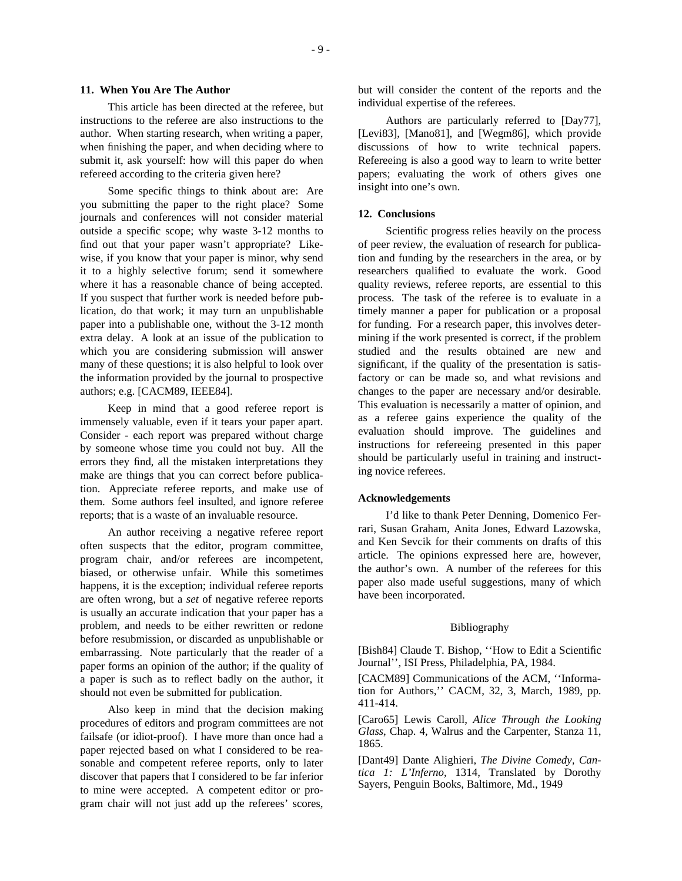## 11. When You Are The Author

This article has been directed at the referee, but instructions to the referee are also instructions to the author. When starting research, when writing a paper, when finishing the paper, and when deciding where to submit it, ask yourself: how will this paper do when refereed according to the criteria given here?

Some specific things to think about are: Are you submitting the paper to the right place? Some journals and conferences will not consider material outside a specific scope; why waste 3-12 months to find out that your paper wasn't appropriate? Likewise, if you know that your paper is minor, why send it to a highly selective forum; send it somewhere where it has a reasonable chance of being accepted. If you suspect that further work is needed before publication, do that work; it may turn an unpublishable paper into a publishable one, without the 3-12 month extra delay. A look at an issue of the publication to which you are considering submission will answer many of these questions; it is also helpful to look over the information provided by the journal to prospective authors; e.g. [CACM89, IEEE84].

Keep in mind that a good referee report is immensely valuable, even if it tears your paper apart. Consider - each report was prepared without charge by someone whose time you could not buy. All the errors they find, all the mistaken interpretations they make are things that you can correct before publication. Appreciate referee reports, and make use of them. Some authors feel insulted, and ignore referee reports; that is a waste of an invaluable resource.

An author receiving a negative referee report often suspects that the editor, program committee, program chair, and/or referees are incompetent, biased, or otherwise unfair. While this sometimes happens, it is the exception; individual referee reports are often wrong, but a *set* of negative referee reports is usually an accurate indication that your paper has a problem, and needs to be either rewritten or redone before resubmission, or discarded as unpublishable or embarrassing. Note particularly that the reader of a paper forms an opinion of the author; if the quality of a paper is such as to reflect badly on the author, it should not even be submitted for publication.

Also keep in mind that the decision making procedures of editors and program committees are not failsafe (or idiot-proof). I have more than once had a paper rejected based on what I considered to be reasonable and competent referee reports, only to later discover that papers that I considered to be far inferior to mine were accepted. A competent editor or program chair will not just add up the referees' scores, but will consider the content of the reports and the individual expertise of the referees.

Authors are particularly referred to [Day77], [Levi83], [Mano81], and [Wegm86], which provide discussions of how to write technical papers. Refereeing is also a good way to learn to write better papers; evaluating the work of others gives one insight into one's own.

## 12. Conclusions

Scientific progress relies heavily on the process of peer review, the evaluation of research for publication and funding by the researchers in the area, or by researchers qualified to evaluate the work. Good quality reviews, referee reports, are essential to this process. The task of the referee is to evaluate in a timely manner a paper for publication or a proposal for funding. For a research paper, this involves determining if the work presented is correct, if the problem studied and the results obtained are new and significant, if the quality of the presentation is satisfactory or can be made so, and what revisions and changes to the paper are necessary and/or desirable. This evaluation is necessarily a matter of opinion, and as a referee gains experience the quality of the evaluation should improve. The guidelines and instructions for refereeing presented in this paper should be particularly useful in training and instructing novice referees.

## Acknowledgements

I'd like to thank Peter Denning, Domenico Ferrari, Susan Graham, Anita Jones, Edward Lazowska, and Ken Sevcik for their comments on drafts of this article. The opinions expressed here are, however, the author's own. A number of the referees for this paper also made useful suggestions, many of which have been incorporated.

## Bibliography

[Bish84] Claude T. Bishop, ''How to Edit a Scientific Journal'', ISI Press, Philadelphia, PA, 1984.

[CACM89] Communications of the ACM, ''Information for Authors,'' CACM, 32, 3, March, 1989, pp. 411-414.

[Caro65] Lewis Caroll, *Alice Through the Looking Glass*, Chap. 4, Walrus and the Carpenter, Stanza 11, 1865.

[Dant49] Dante Alighieri, *The Divine Comedy, Cantica 1: L'Inferno*, 1314, Translated by Dorothy Sayers, Penguin Books, Baltimore, Md., 1949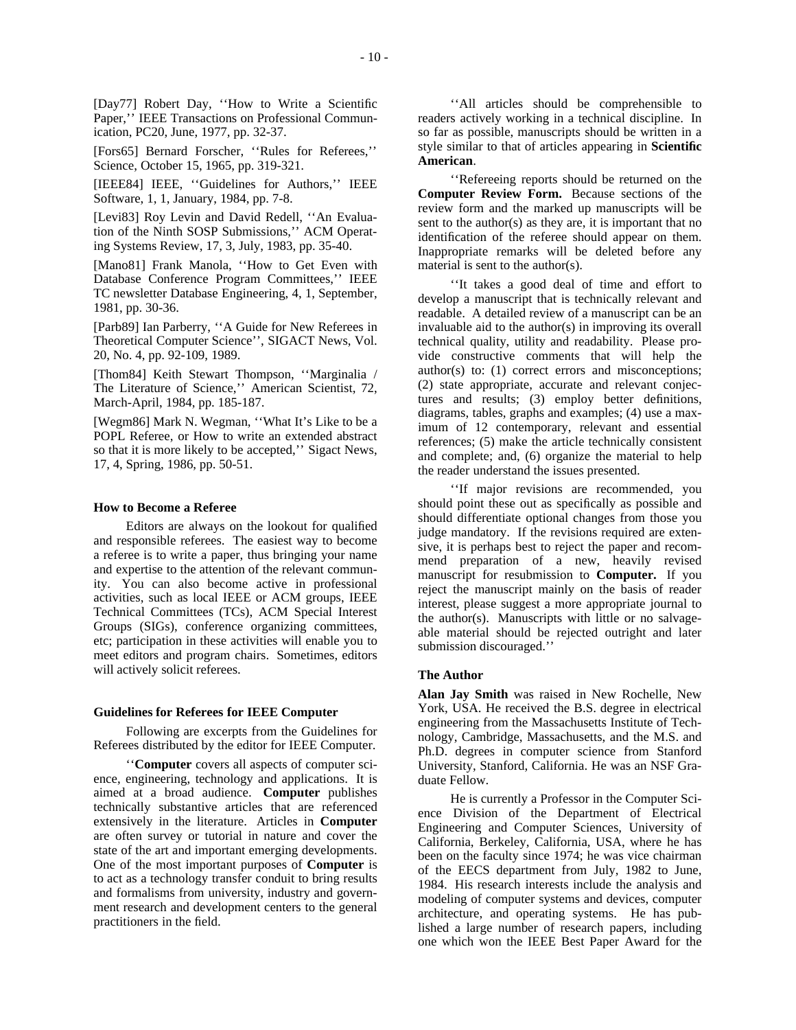[Day77] Robert Day, ''How to Write a Scientific Paper,'' IEEE Transactions on Professional Communication, PC20, June, 1977, pp. 32-37.

[Fors65] Bernard Forscher, ''Rules for Referees,'' Science, October 15, 1965, pp. 319-321.

[IEEE84] IEEE, ''Guidelines for Authors,'' IEEE Software, 1, 1, January, 1984, pp. 7-8.

[Levi83] Roy Levin and David Redell, ''An Evaluation of the Ninth SOSP Submissions,'' ACM Operating Systems Review, 17, 3, July, 1983, pp. 35-40.

[Mano81] Frank Manola, ''How to Get Even with Database Conference Program Committees,'' IEEE TC newsletter Database Engineering, 4, 1, September, 1981, pp. 30-36.

[Parb89] Ian Parberry, ''A Guide for New Referees in Theoretical Computer Science'', SIGACT News, Vol. 20, No. 4, pp. 92-109, 1989.

[Thom84] Keith Stewart Thompson, ''Marginalia / The Literature of Science,'' American Scientist, 72, March-April, 1984, pp. 185-187.

[Wegm86] Mark N. Wegman, ''What It's Like to be a POPL Referee, or How to write an extended abstract so that it is more likely to be accepted,'' Sigact News, 17, 4, Spring, 1986, pp. 50-51.

### How to Become a Referee

Editors are always on the lookout for qualified and responsible referees. The easiest way to become a referee is to write a paper, thus bringing your name and expertise to the attention of the relevant community. You can also become active in professional activities, such as local IEEE or ACM groups, IEEE Technical Committees (TCs), ACM Special Interest Groups (SIGs), conference organizing committees, etc; participation in these activities will enable you to meet editors and program chairs. Sometimes, editors will actively solicit referees.

### Guidelines for Referees for IEEE Computer

Following are excerpts from the Guidelines for Referees distributed by the editor for IEEE Computer.

''**Computer** covers all aspects of computer science, engineering, technology and applications. It is aimed at a broad audience. **Computer** publishes technically substantive articles that are referenced extensively in the literature. Articles in **Computer** are often survey or tutorial in nature and cover the state of the art and important emerging developments. One of the most important purposes of **Computer** is to act as a technology transfer conduit to bring results and formalisms from university, industry and government research and development centers to the general practitioners in the field.

''All articles should be comprehensible to readers actively working in a technical discipline. In so far as possible, manuscripts should be written in a style similar to that of articles appearing in **Scientific American**.

''Refereeing reports should be returned on the **Computer Review Form.** Because sections of the review form and the marked up manuscripts will be sent to the author(s) as they are, it is important that no identification of the referee should appear on them. Inappropriate remarks will be deleted before any material is sent to the author(s).

''It takes a good deal of time and effort to develop a manuscript that is technically relevant and readable. A detailed review of a manuscript can be an invaluable aid to the author(s) in improving its overall technical quality, utility and readability. Please provide constructive comments that will help the author(s) to: (1) correct errors and misconceptions; (2) state appropriate, accurate and relevant conjectures and results; (3) employ better definitions, diagrams, tables, graphs and examples; (4) use a maximum of 12 contemporary, relevant and essential references; (5) make the article technically consistent and complete; and, (6) organize the material to help the reader understand the issues presented.

''If major revisions are recommended, you should point these out as specifically as possible and should differentiate optional changes from those you judge mandatory. If the revisions required are extensive, it is perhaps best to reject the paper and recommend preparation of a new, heavily revised manuscript for resubmission to **Computer.** If you reject the manuscript mainly on the basis of reader interest, please suggest a more appropriate journal to the author(s). Manuscripts with little or no salvageable material should be rejected outright and later submission discouraged.''

### The Author

**Alan Jay Smith** was raised in New Rochelle, New York, USA. He received the B.S. degree in electrical engineering from the Massachusetts Institute of Technology, Cambridge, Massachusetts, and the M.S. and Ph.D. degrees in computer science from Stanford University, Stanford, California. He was an NSF Graduate Fellow.

He is currently a Professor in the Computer Science Division of the Department of Electrical Engineering and Computer Sciences, University of California, Berkeley, California, USA, where he has been on the faculty since 1974; he was vice chairman of the EECS department from July, 1982 to June, 1984. His research interests include the analysis and modeling of computer systems and devices, computer architecture, and operating systems. He has published a large number of research papers, including one which won the IEEE Best Paper Award for the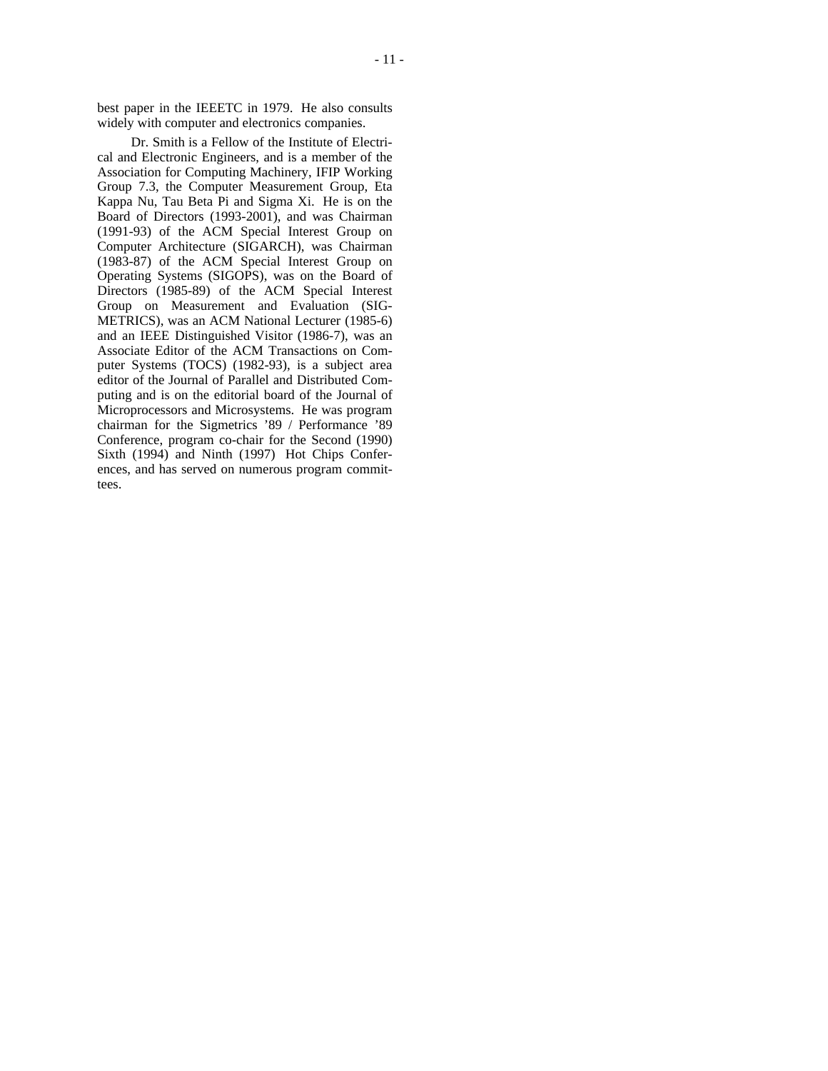best paper in the IEEETC in 1979. He also consults widely with computer and electronics companies.

Dr. Smith is a Fellow of the Institute of Electrical and Electronic Engineers, and is a member of the Association for Computing Machinery, IFIP Working Group 7.3, the Computer Measurement Group, Eta Kappa Nu, Tau Beta Pi and Sigma Xi. He is on the Board of Directors (1993-2001), and was Chairman (1991-93) of the ACM Special Interest Group on Computer Architecture (SIGARCH), was Chairman (1983-87) of the ACM Special Interest Group on Operating Systems (SIGOPS), was on the Board of Directors (1985-89) of the ACM Special Interest Group on Measurement and Evaluation (SIGMETRICS), was an ACM National Lecturer (1985-6) and an IEEE Distinguished Visitor (1986-7), was an Associate Editor of the ACM Transactions on Computer Systems (TOCS) (1982-93), is a subject area editor of the Journal of Parallel and Distributed Computing and is on the editorial board of the Journal of Microprocessors and Microsystems. He was program chairman for the Sigmetrics '89 / Performance '89 Conference, program co-chair for the Second (1990) Sixth (1994) and Ninth (1997) Hot Chips Conferences, and has served on numerous program committees.